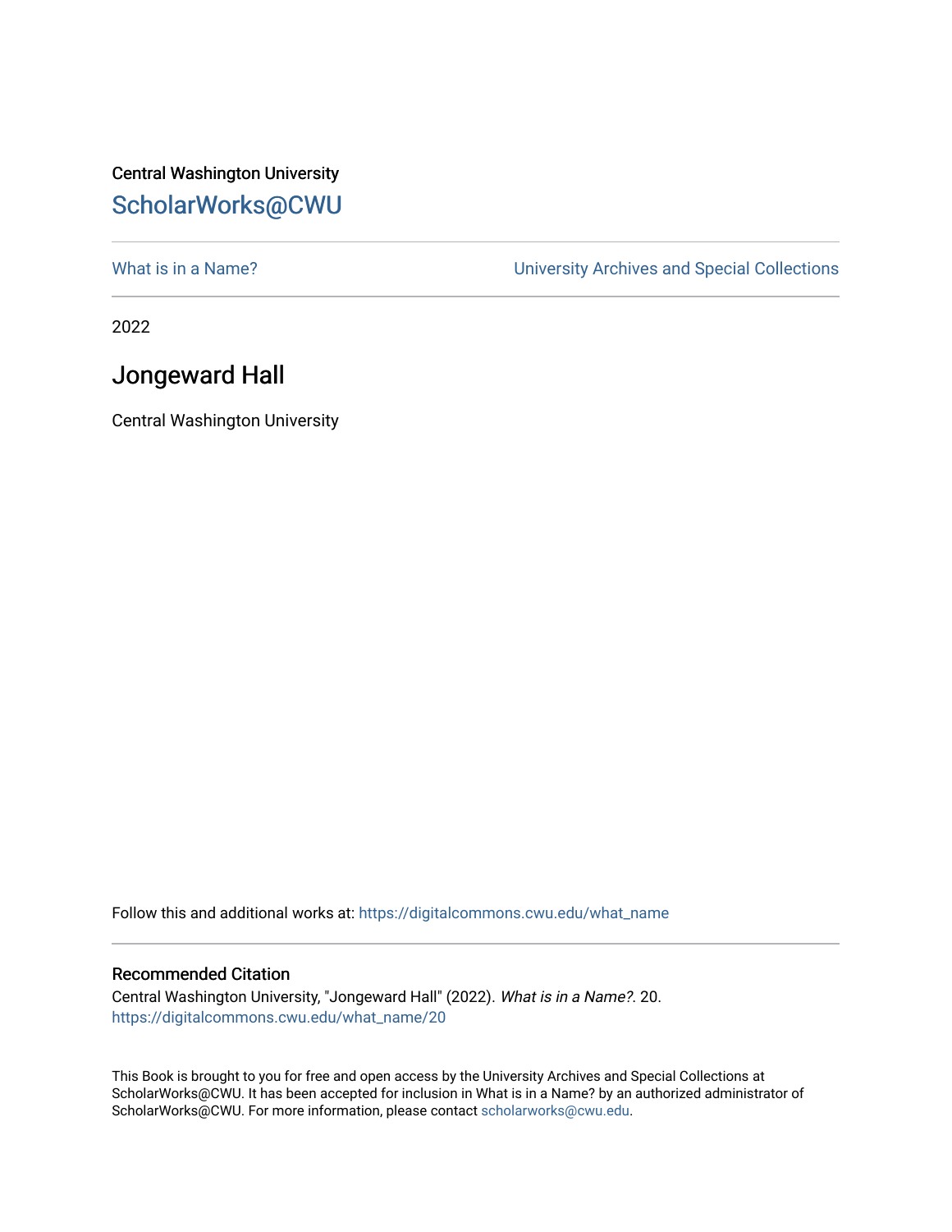Central Washington University

ScholarWorks@CWU

What is in a Name?

University Archives and Special Collections

2022

# Jongeward Hall

Central Washington University

Follow this and additional works at: https://digitalcommons.cwu.edu/what_name

## Recommended Citation

Central Washington University, "Jongeward Hall" (2022). *What is in a Name?*. 20.
https://digitalcommons.cwu.edu/what_name/20

This Book is brought to you for free and open access by the University Archives and Special Collections at ScholarWorks@CWU. It has been accepted for inclusion in What is in a Name? by an authorized administrator of ScholarWorks@CWU. For more information, please contact scholarworks@cwu.edu.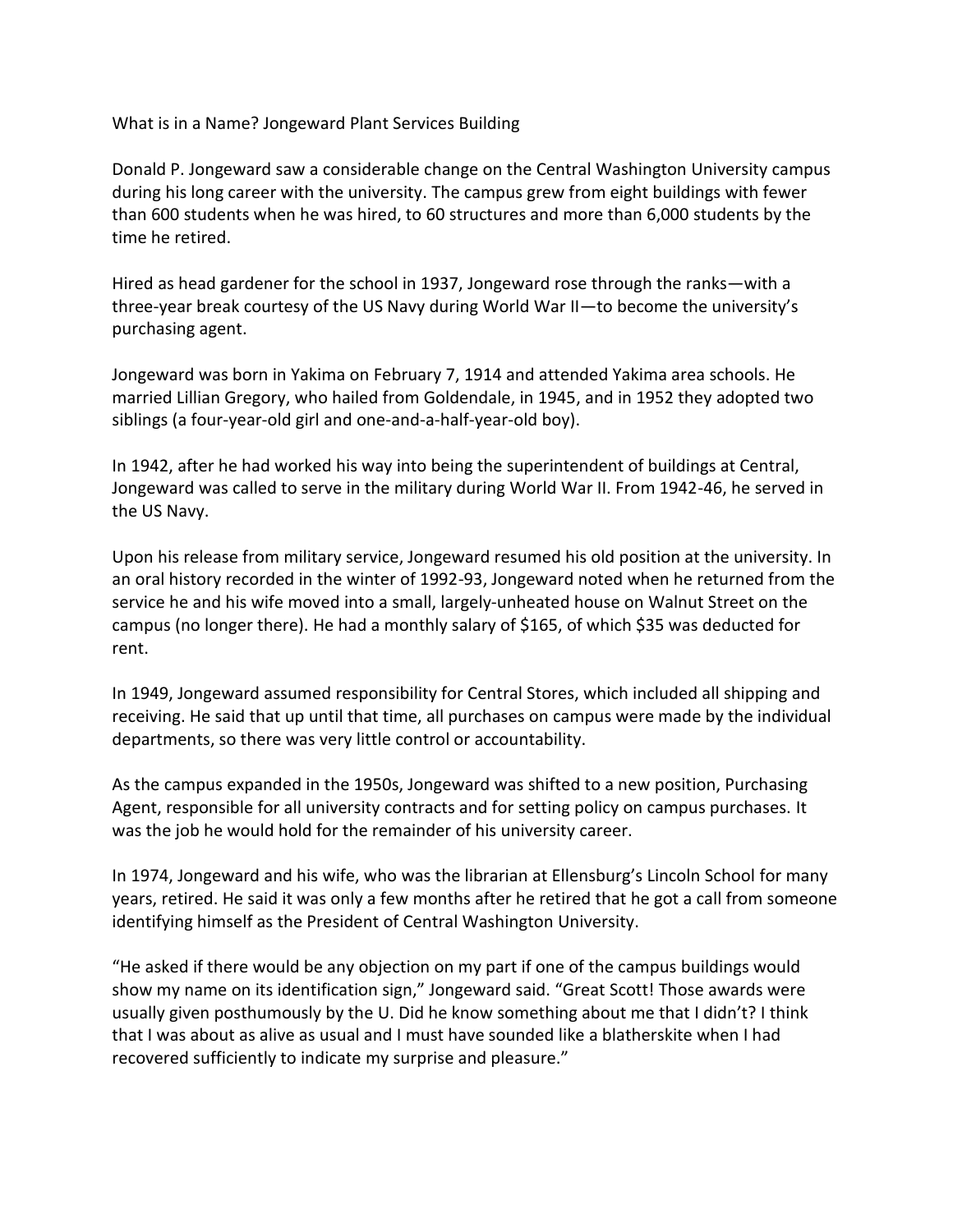What is in a Name? Jongeward Plant Services Building

Donald P. Jongeward saw a considerable change on the Central Washington University campus during his long career with the university. The campus grew from eight buildings with fewer than 600 students when he was hired, to 60 structures and more than 6,000 students by the time he retired.

Hired as head gardener for the school in 1937, Jongeward rose through the ranks—with a three-year break courtesy of the US Navy during World War II—to become the university's purchasing agent.

Jongeward was born in Yakima on February 7, 1914 and attended Yakima area schools. He married Lillian Gregory, who hailed from Goldendale, in 1945, and in 1952 they adopted two siblings (a four-year-old girl and one-and-a-half-year-old boy).

In 1942, after he had worked his way into being the superintendent of buildings at Central, Jongeward was called to serve in the military during World War II. From 1942-46, he served in the US Navy.

Upon his release from military service, Jongeward resumed his old position at the university. In an oral history recorded in the winter of 1992-93, Jongeward noted when he returned from the service he and his wife moved into a small, largely-unheated house on Walnut Street on the campus (no longer there). He had a monthly salary of $165, of which $35 was deducted for rent.

In 1949, Jongeward assumed responsibility for Central Stores, which included all shipping and receiving. He said that up until that time, all purchases on campus were made by the individual departments, so there was very little control or accountability.

As the campus expanded in the 1950s, Jongeward was shifted to a new position, Purchasing Agent, responsible for all university contracts and for setting policy on campus purchases. It was the job he would hold for the remainder of his university career.

In 1974, Jongeward and his wife, who was the librarian at Ellensburg's Lincoln School for many years, retired. He said it was only a few months after he retired that he got a call from someone identifying himself as the President of Central Washington University.

"He asked if there would be any objection on my part if one of the campus buildings would show my name on its identification sign," Jongeward said. "Great Scott! Those awards were usually given posthumously by the U. Did he know something about me that I didn't? I think that I was about as alive as usual and I must have sounded like a blatherskite when I had recovered sufficiently to indicate my surprise and pleasure."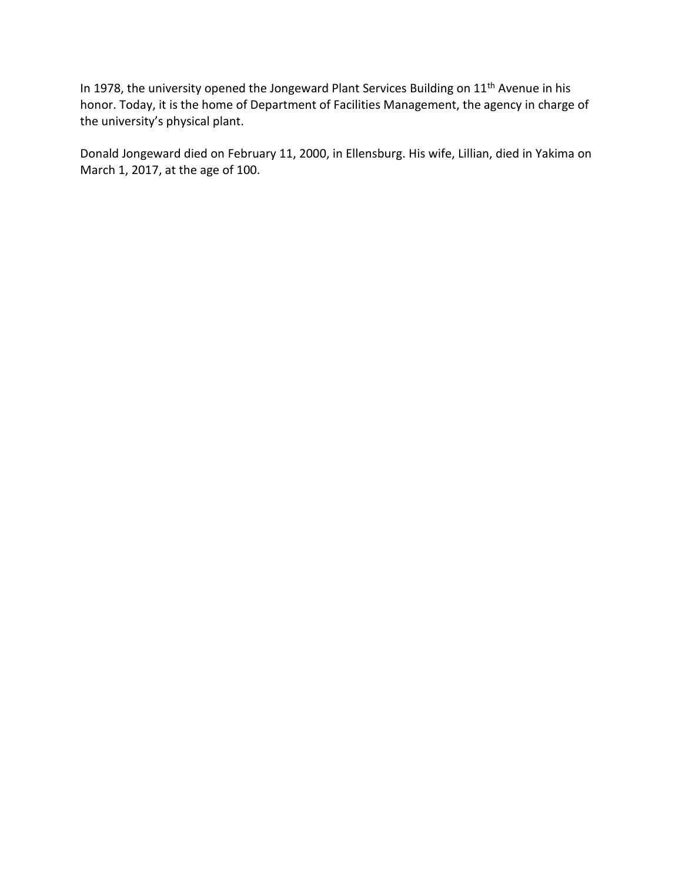In 1978, the university opened the Jongeward Plant Services Building on 11th Avenue in his honor. Today, it is the home of Department of Facilities Management, the agency in charge of the university's physical plant.

Donald Jongeward died on February 11, 2000, in Ellensburg. His wife, Lillian, died in Yakima on March 1, 2017, at the age of 100.